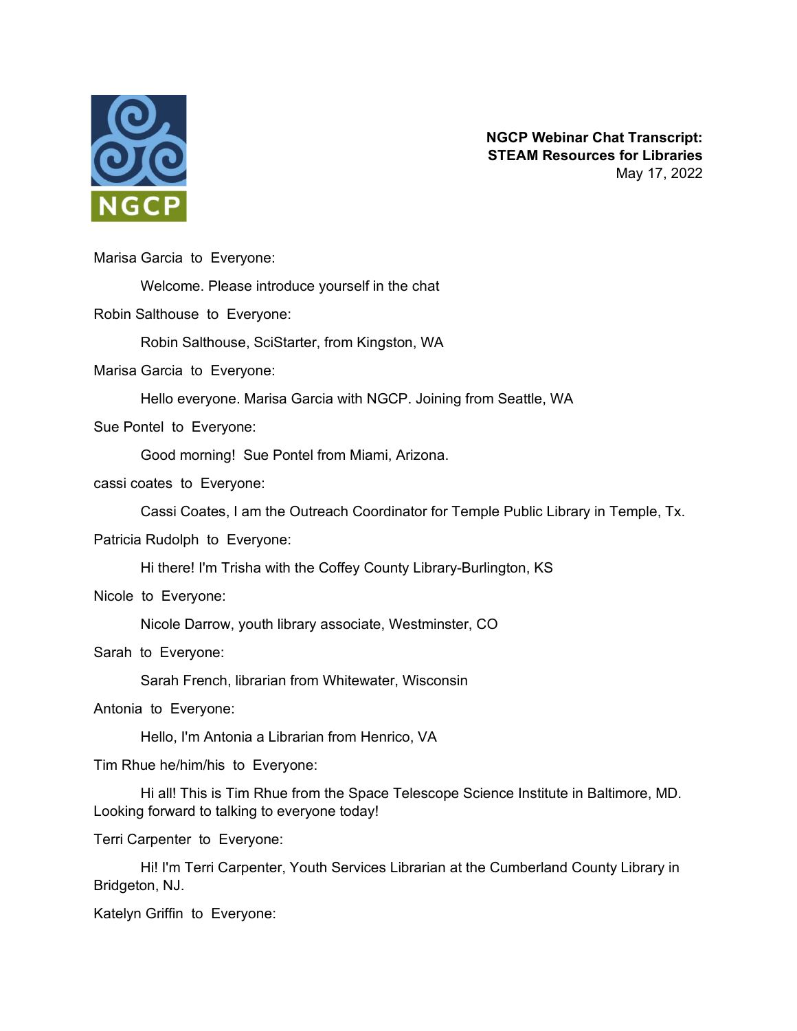**NGCP Webinar Chat Transcript: STEAM Resources for Libraries**
May 17, 2022

Marisa Garcia to Everyone:

Welcome. Please introduce yourself in the chat

Robin Salthouse to Everyone:

Robin Salthouse, SciStarter, from Kingston, WA

Marisa Garcia to Everyone:

Hello everyone. Marisa Garcia with NGCP. Joining from Seattle, WA

Sue Pontel to Everyone:

Good morning! Sue Pontel from Miami, Arizona.

cassi coates to Everyone:

Cassi Coates, I am the Outreach Coordinator for Temple Public Library in Temple, Tx.

Patricia Rudolph to Everyone:

Hi there! I'm Trisha with the Coffey County Library-Burlington, KS

Nicole to Everyone:

Nicole Darrow, youth library associate, Westminster, CO

Sarah to Everyone:

Sarah French, librarian from Whitewater, Wisconsin

Antonia to Everyone:

Hello, I'm Antonia a Librarian from Henrico, VA

Tim Rhue he/him/his to Everyone:

Hi all! This is Tim Rhue from the Space Telescope Science Institute in Baltimore, MD. Looking forward to talking to everyone today!

Terri Carpenter to Everyone:

Hi! I'm Terri Carpenter, Youth Services Librarian at the Cumberland County Library in Bridgeton, NJ.

Katelyn Griffin to Everyone: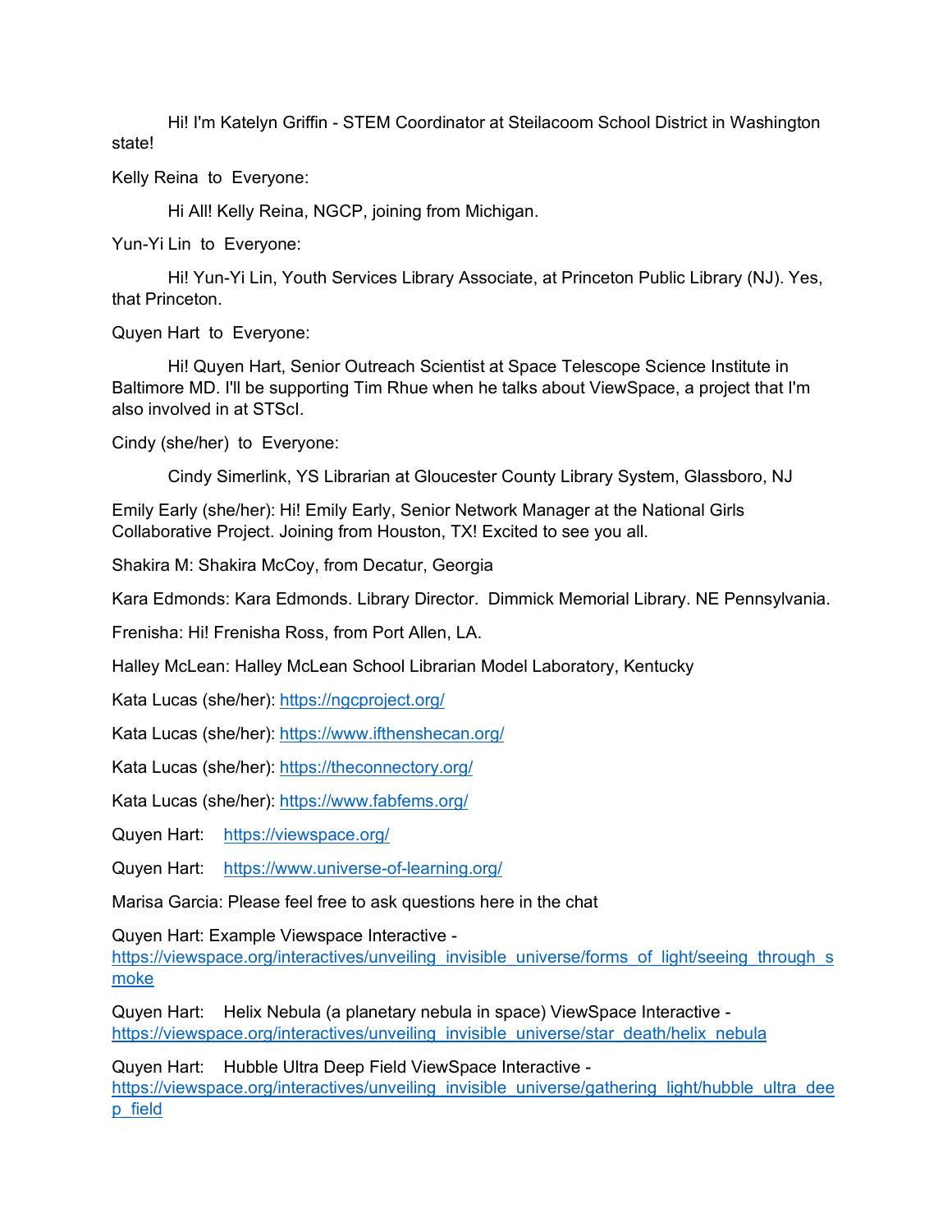Hi! I'm Katelyn Griffin - STEM Coordinator at Steilacoom School District in Washington state!

Kelly Reina to Everyone:

Hi All! Kelly Reina, NGCP, joining from Michigan.

Yun-Yi Lin to Everyone:

Hi! Yun-Yi Lin, Youth Services Library Associate, at Princeton Public Library (NJ). Yes, that Princeton.

Quyen Hart to Everyone:

Hi! Quyen Hart, Senior Outreach Scientist at Space Telescope Science Institute in Baltimore MD. I'll be supporting Tim Rhue when he talks about ViewSpace, a project that I'm also involved in at STScI.

Cindy (she/her) to Everyone:

Cindy Simerlink, YS Librarian at Gloucester County Library System, Glassboro, NJ

Emily Early (she/her): Hi! Emily Early, Senior Network Manager at the National Girls Collaborative Project. Joining from Houston, TX! Excited to see you all.

Shakira M: Shakira McCoy, from Decatur, Georgia

Kara Edmonds: Kara Edmonds. Library Director. Dimmick Memorial Library. NE Pennsylvania.

Frenisha: Hi! Frenisha Ross, from Port Allen, LA.

Halley McLean: Halley McLean School Librarian Model Laboratory, Kentucky

Kata Lucas (she/her): https://ngcproject.org/

Kata Lucas (she/her): https://www.ifthenshecan.org/

Kata Lucas (she/her): https://theconnectory.org/

Kata Lucas (she/her): https://www.fabfems.org/

Quyen Hart: https://viewspace.org/

Quyen Hart: https://www.universe-of-learning.org/

Marisa Garcia: Please feel free to ask questions here in the chat

Quyen Hart: Example Viewspace Interactive - https://viewspace.org/interactives/unveiling_invisible_universe/forms_of_light/seeing_through_smoke

Quyen Hart: Helix Nebula (a planetary nebula in space) ViewSpace Interactive - https://viewspace.org/interactives/unveiling_invisible_universe/star_death/helix_nebula

Quyen Hart: Hubble Ultra Deep Field ViewSpace Interactive - https://viewspace.org/interactives/unveiling_invisible_universe/gathering_light/hubble_ultra_deep_field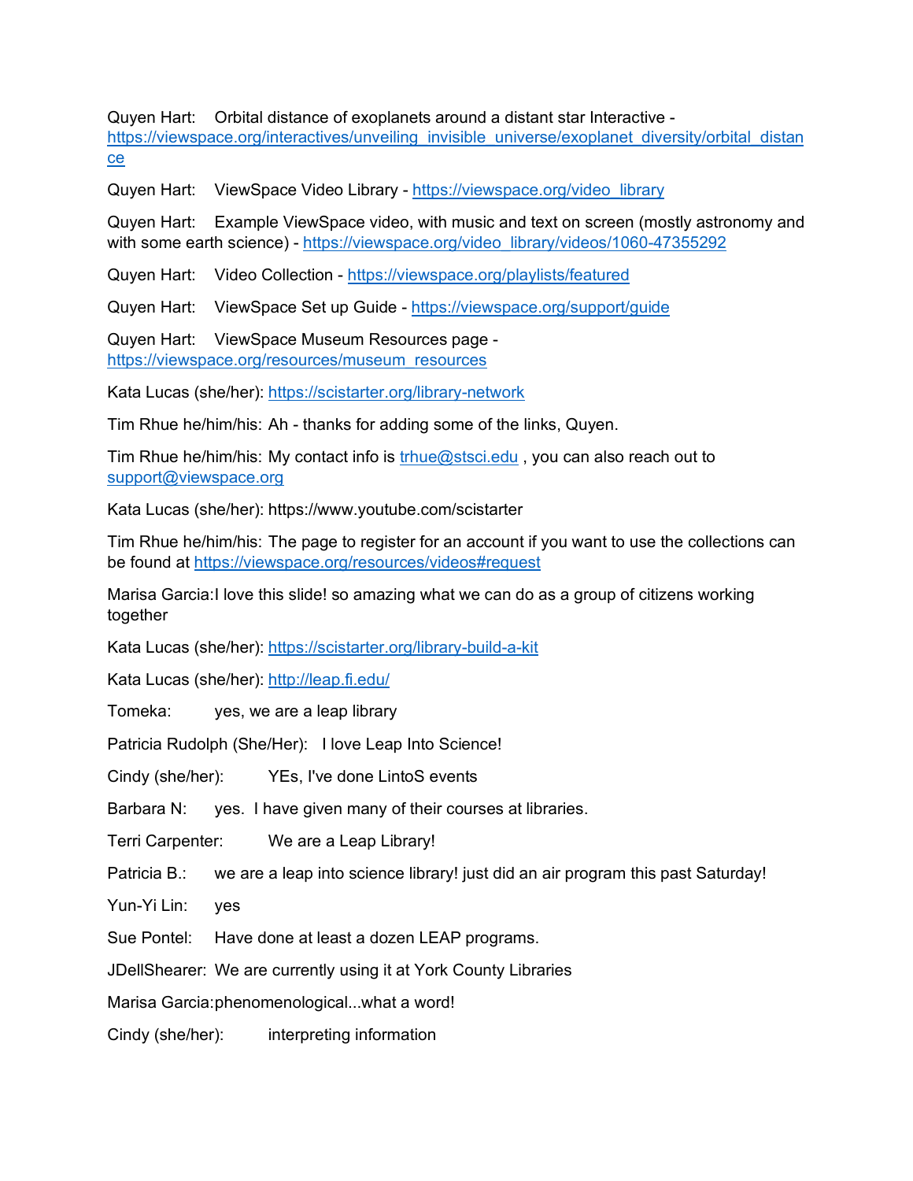Quyen Hart: Orbital distance of exoplanets around a distant star Interactive - https://viewspace.org/interactives/unveiling_invisible_universe/exoplanet_diversity/orbital_distance

Quyen Hart: ViewSpace Video Library - https://viewspace.org/video_library

Quyen Hart: Example ViewSpace video, with music and text on screen (mostly astronomy and with some earth science) - https://viewspace.org/video_library/videos/1060-47355292

Quyen Hart: Video Collection - https://viewspace.org/playlists/featured

Quyen Hart: ViewSpace Set up Guide - https://viewspace.org/support/guide

Quyen Hart: ViewSpace Museum Resources page - https://viewspace.org/resources/museum_resources

Kata Lucas (she/her): https://scistarter.org/library-network

Tim Rhue he/him/his: Ah - thanks for adding some of the links, Quyen.

Tim Rhue he/him/his: My contact info is trhue@stsci.edu , you can also reach out to support@viewspace.org

Kata Lucas (she/her): https://www.youtube.com/scistarter

Tim Rhue he/him/his: The page to register for an account if you want to use the collections can be found at https://viewspace.org/resources/videos#request

Marisa Garcia: I love this slide! so amazing what we can do as a group of citizens working together

Kata Lucas (she/her): https://scistarter.org/library-build-a-kit

Kata Lucas (she/her): http://leap.fi.edu/

Tomeka: yes, we are a leap library

Patricia Rudolph (She/Her): I love Leap Into Science!

Cindy (she/her): YEs, I've done LintoS events

Barbara N: yes. I have given many of their courses at libraries.

Terri Carpenter: We are a Leap Library!

Patricia B.: we are a leap into science library! just did an air program this past Saturday!

Yun-Yi Lin: yes

Sue Pontel: Have done at least a dozen LEAP programs.

JDellShearer: We are currently using it at York County Libraries

Marisa Garcia: phenomenological...what a word!

Cindy (she/her): interpreting information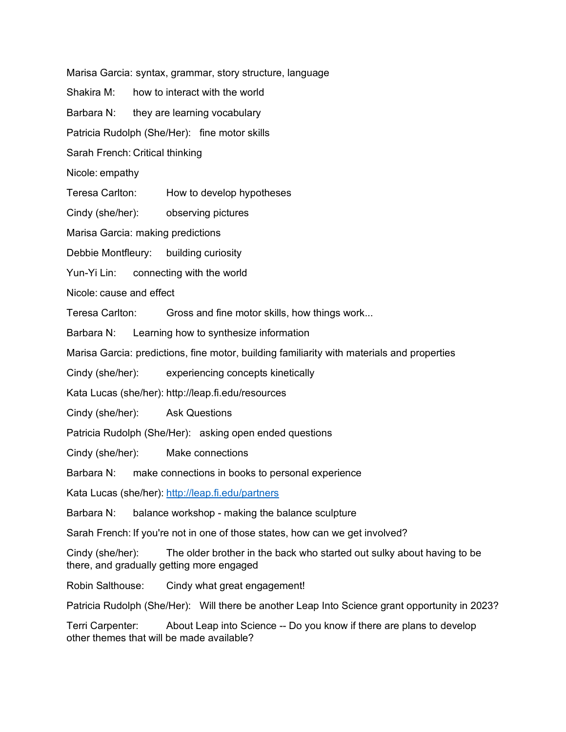Marisa Garcia: syntax, grammar, story structure, language

Shakira M: how to interact with the world

Barbara N: they are learning vocabulary

Patricia Rudolph (She/Her): fine motor skills

Sarah French: Critical thinking

Nicole: empathy

Teresa Carlton: How to develop hypotheses

Cindy (she/her): observing pictures

Marisa Garcia: making predictions

Debbie Montfleury: building curiosity

Yun-Yi Lin: connecting with the world

Nicole: cause and effect

Teresa Carlton: Gross and fine motor skills, how things work...

Barbara N: Learning how to synthesize information

Marisa Garcia: predictions, fine motor, building familiarity with materials and properties

Cindy (she/her): experiencing concepts kinetically

Kata Lucas (she/her): http://leap.fi.edu/resources

Cindy (she/her): Ask Questions

Patricia Rudolph (She/Her): asking open ended questions

Cindy (she/her): Make connections

Barbara N: make connections in books to personal experience

Kata Lucas (she/her): [http://leap.fi.edu/partners](http://leap.fi.edu/partners)

Barbara N: balance workshop - making the balance sculpture

Sarah French: If you're not in one of those states, how can we get involved?

Cindy (she/her): The older brother in the back who started out sulky about having to be there, and gradually getting more engaged

Robin Salthouse: Cindy what great engagement!

Patricia Rudolph (She/Her): Will there be another Leap Into Science grant opportunity in 2023?

Terri Carpenter: About Leap into Science -- Do you know if there are plans to develop other themes that will be made available?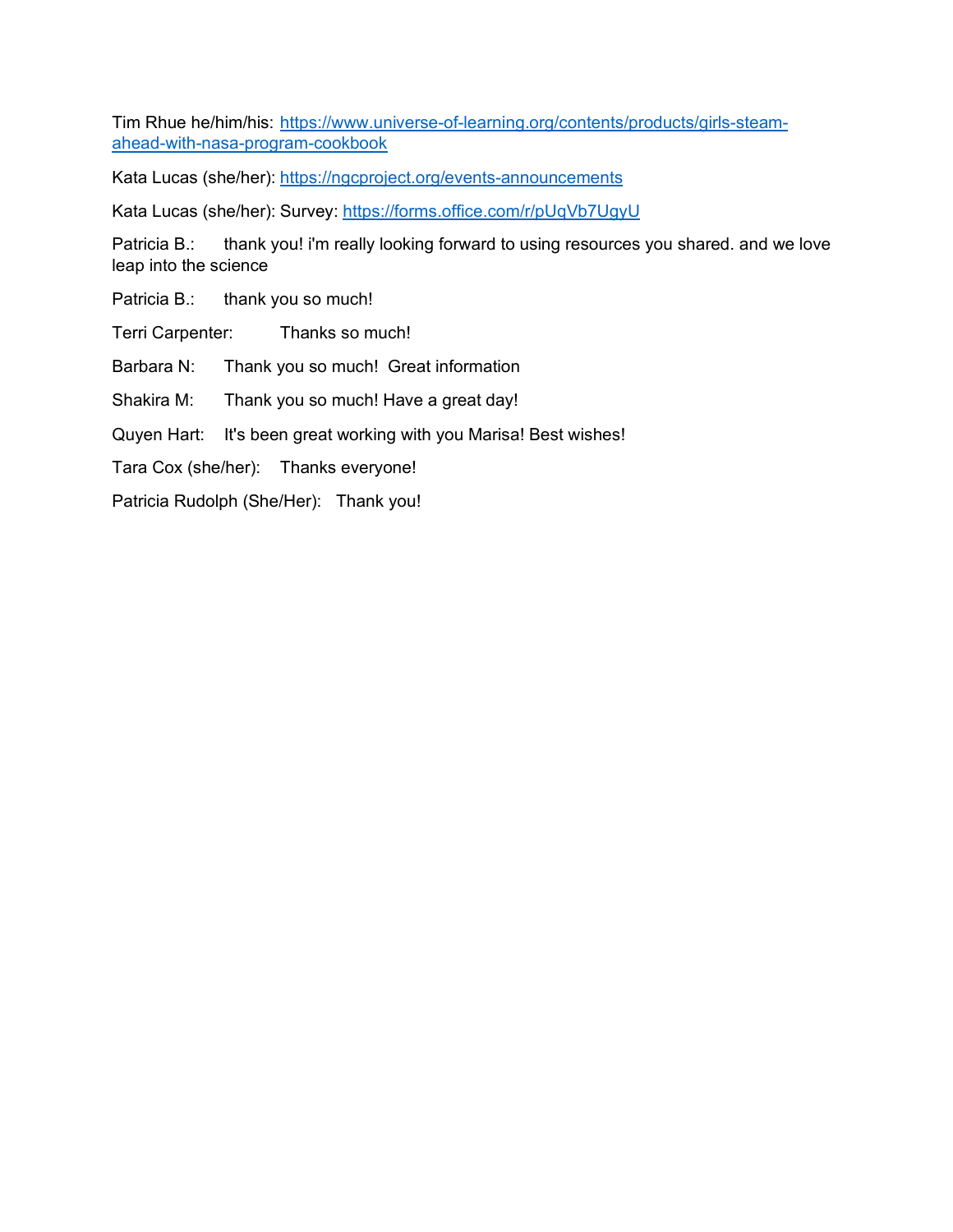Tim Rhue he/him/his: https://www.universe-of-learning.org/contents/products/girls-steam-ahead-with-nasa-program-cookbook

Kata Lucas (she/her): https://ngcproject.org/events-announcements

Kata Lucas (she/her): Survey: https://forms.office.com/r/pUqVb7UgyU

Patricia B.: thank you! i'm really looking forward to using resources you shared. and we love leap into the science

Patricia B.: thank you so much!

Terri Carpenter: Thanks so much!

Barbara N: Thank you so much! Great information

Shakira M: Thank you so much! Have a great day!

Quyen Hart: It's been great working with you Marisa! Best wishes!

Tara Cox (she/her): Thanks everyone!

Patricia Rudolph (She/Her): Thank you!